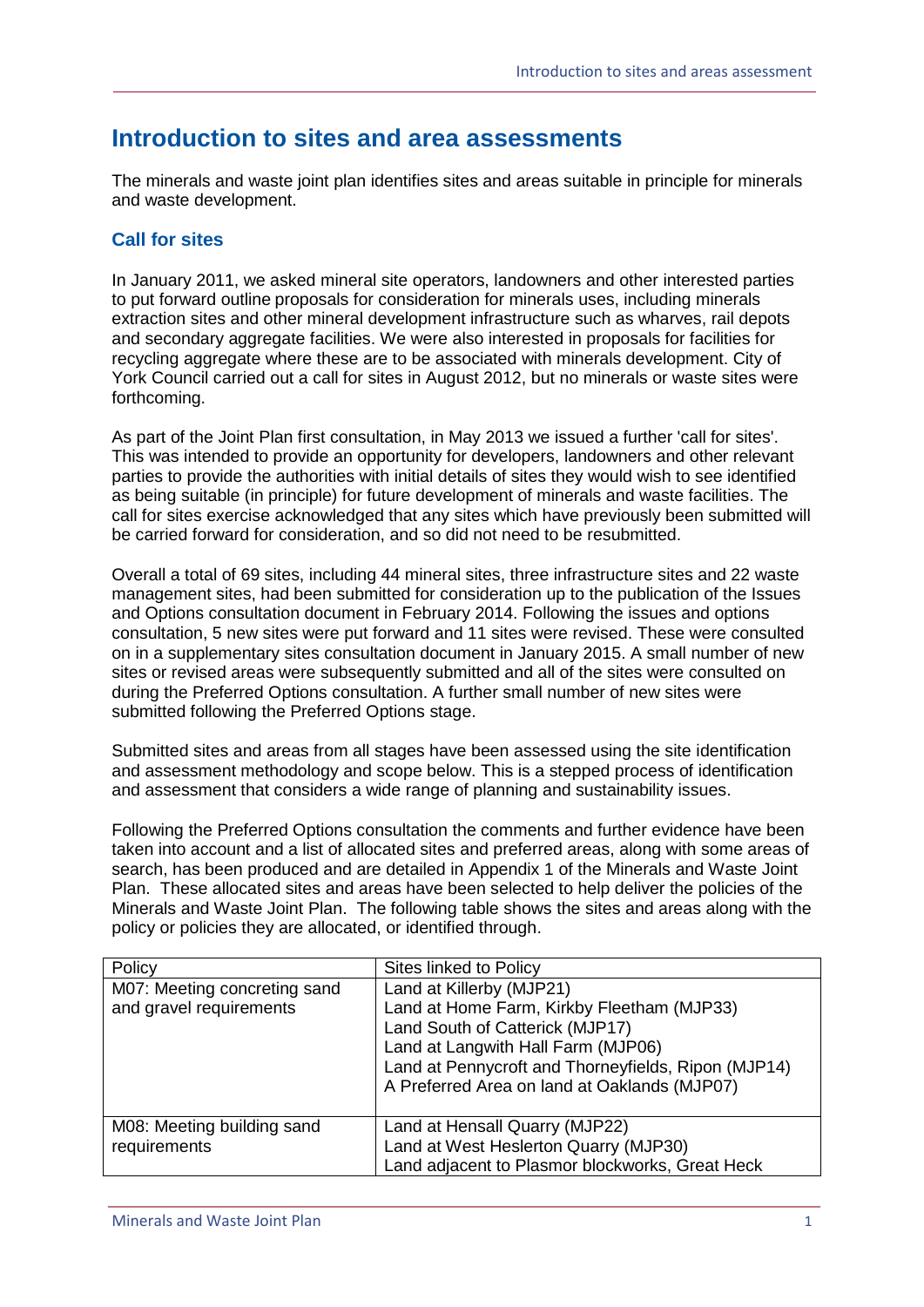# Introduction to sites and area assessments

The minerals and waste joint plan identifies sites and areas suitable in principle for minerals and waste development.

## Call for sites

In January 2011, we asked mineral site operators, landowners and other interested parties to put forward outline proposals for consideration for minerals uses, including minerals extraction sites and other mineral development infrastructure such as wharves, rail depots and secondary aggregate facilities. We were also interested in proposals for facilities for recycling aggregate where these are to be associated with minerals development. City of York Council carried out a call for sites in August 2012, but no minerals or waste sites were forthcoming.

As part of the Joint Plan first consultation, in May 2013 we issued a further 'call for sites'. This was intended to provide an opportunity for developers, landowners and other relevant parties to provide the authorities with initial details of sites they would wish to see identified as being suitable (in principle) for future development of minerals and waste facilities. The call for sites exercise acknowledged that any sites which have previously been submitted will be carried forward for consideration, and so did not need to be resubmitted.

Overall a total of 69 sites, including 44 mineral sites, three infrastructure sites and 22 waste management sites, had been submitted for consideration up to the publication of the Issues and Options consultation document in February 2014. Following the issues and options consultation, 5 new sites were put forward and 11 sites were revised. These were consulted on in a supplementary sites consultation document in January 2015. A small number of new sites or revised areas were subsequently submitted and all of the sites were consulted on during the Preferred Options consultation. A further small number of new sites were submitted following the Preferred Options stage.

Submitted sites and areas from all stages have been assessed using the site identification and assessment methodology and scope below. This is a stepped process of identification and assessment that considers a wide range of planning and sustainability issues.

Following the Preferred Options consultation the comments and further evidence have been taken into account and a list of allocated sites and preferred areas, along with some areas of search, has been produced and are detailed in Appendix 1 of the Minerals and Waste Joint Plan. These allocated sites and areas have been selected to help deliver the policies of the Minerals and Waste Joint Plan. The following table shows the sites and areas along with the policy or policies they are allocated, or identified through.

| Policy | Sites linked to Policy |
|---|---|
| M07: Meeting concreting sand and gravel requirements | Land at Killerby (MJP21)<br>Land at Home Farm, Kirkby Fleetham (MJP33)<br>Land South of Catterick (MJP17)<br>Land at Langwith Hall Farm (MJP06)<br>Land at Pennycroft and Thorneyfields, Ripon (MJP14)<br>A Preferred Area on land at Oaklands (MJP07) |
| M08: Meeting building sand requirements | Land at Hensall Quarry (MJP22)<br>Land at West Heslerton Quarry (MJP30)<br>Land adjacent to Plasmor blockworks, Great Heck |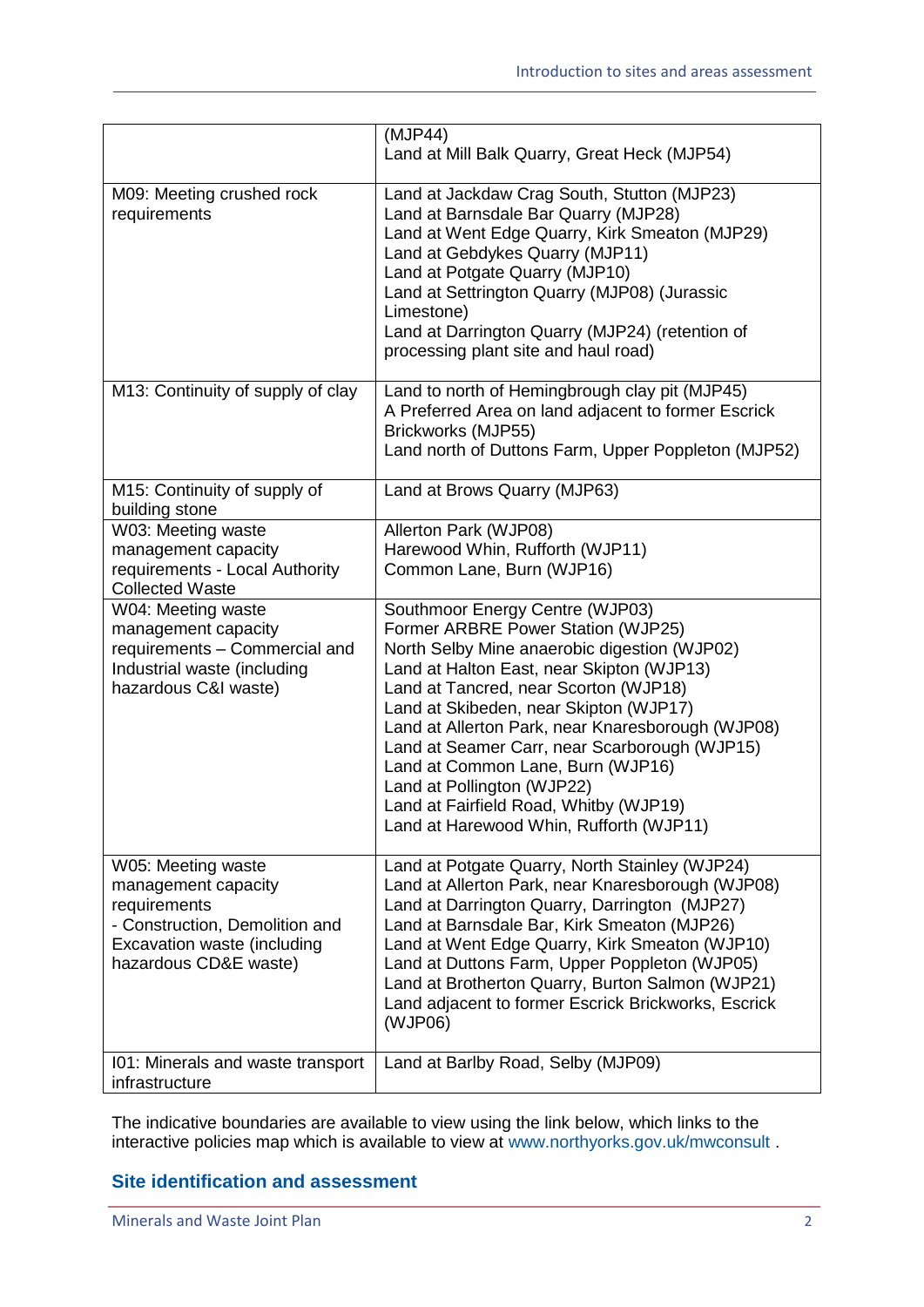| | |
|---|---|
| | (MJP44)<br>Land at Mill Balk Quarry, Great Heck (MJP54) |
| M09: Meeting crushed rock requirements | Land at Jackdaw Crag South, Stutton (MJP23)<br>Land at Barnsdale Bar Quarry (MJP28)<br>Land at Went Edge Quarry, Kirk Smeaton (MJP29)<br>Land at Gebdykes Quarry (MJP11)<br>Land at Potgate Quarry (MJP10)<br>Land at Settrington Quarry (MJP08) (Jurassic Limestone)<br>Land at Darrington Quarry (MJP24) (retention of processing plant site and haul road) |
| M13: Continuity of supply of clay | Land to north of Hemingbrough clay pit (MJP45)<br>A Preferred Area on land adjacent to former Escrick Brickworks (MJP55)<br>Land north of Duttons Farm, Upper Poppleton (MJP52) |
| M15: Continuity of supply of building stone | Land at Brows Quarry (MJP63) |
| W03: Meeting waste management capacity requirements - Local Authority Collected Waste | Allerton Park (WJP08)<br>Harewood Whin, Rufforth (WJP11)<br>Common Lane, Burn (WJP16) |
| W04: Meeting waste management capacity requirements – Commercial and Industrial waste (including hazardous C&I waste) | Southmoor Energy Centre (WJP03)<br>Former ARBRE Power Station (WJP25)<br>North Selby Mine anaerobic digestion (WJP02)<br>Land at Halton East, near Skipton (WJP13)<br>Land at Tancred, near Scorton (WJP18)<br>Land at Skibeden, near Skipton (WJP17)<br>Land at Allerton Park, near Knaresborough (WJP08)<br>Land at Seamer Carr, near Scarborough (WJP15)<br>Land at Common Lane, Burn (WJP16)<br>Land at Pollington (WJP22)<br>Land at Fairfield Road, Whitby (WJP19)<br>Land at Harewood Whin, Rufforth (WJP11) |
| W05: Meeting waste management capacity requirements<br>- Construction, Demolition and Excavation waste (including hazardous CD&E waste) | Land at Potgate Quarry, North Stainley (WJP24)<br>Land at Allerton Park, near Knaresborough (WJP08)<br>Land at Darrington Quarry, Darrington (MJP27)<br>Land at Barnsdale Bar, Kirk Smeaton (MJP26)<br>Land at Went Edge Quarry, Kirk Smeaton (WJP10)<br>Land at Duttons Farm, Upper Poppleton (WJP05)<br>Land at Brotherton Quarry, Burton Salmon (WJP21)<br>Land adjacent to former Escrick Brickworks, Escrick (WJP06) |
| I01: Minerals and waste transport infrastructure | Land at Barlby Road, Selby (MJP09) |

The indicative boundaries are available to view using the link below, which links to the interactive policies map which is available to view at www.northyorks.gov.uk/mwconsult .

### Site identification and assessment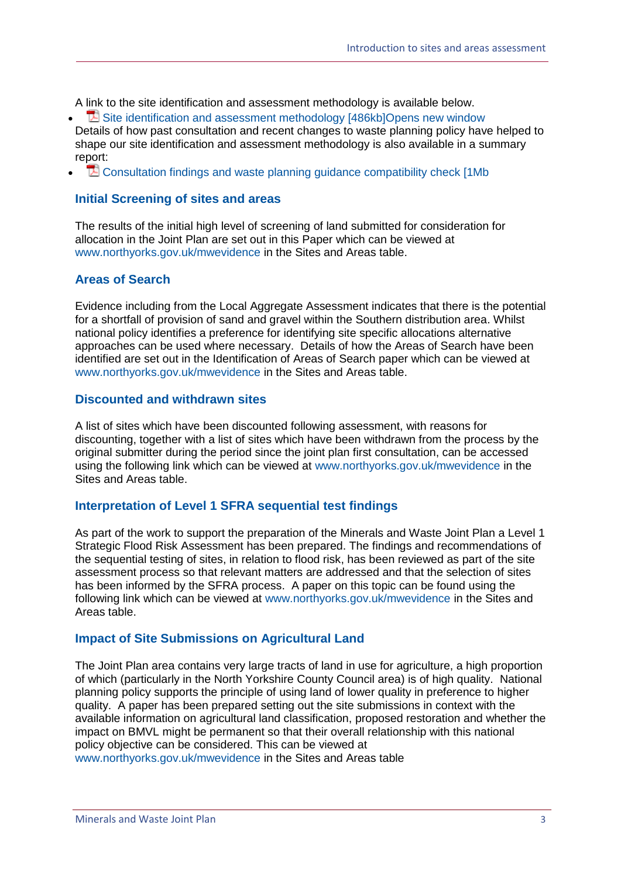A link to the site identification and assessment methodology is available below.

- Site identification and assessment methodology [486kb]Opens new window

Details of how past consultation and recent changes to waste planning policy have helped to shape our site identification and assessment methodology is also available in a summary report:

- Consultation findings and waste planning guidance compatibility check [1Mb

### Initial Screening of sites and areas

The results of the initial high level of screening of land submitted for consideration for allocation in the Joint Plan are set out in this Paper which can be viewed at www.northyorks.gov.uk/mwevidence in the Sites and Areas table.

### Areas of Search

Evidence including from the Local Aggregate Assessment indicates that there is the potential for a shortfall of provision of sand and gravel within the Southern distribution area. Whilst national policy identifies a preference for identifying site specific allocations alternative approaches can be used where necessary. Details of how the Areas of Search have been identified are set out in the Identification of Areas of Search paper which can be viewed at www.northyorks.gov.uk/mwevidence in the Sites and Areas table.

### Discounted and withdrawn sites

A list of sites which have been discounted following assessment, with reasons for discounting, together with a list of sites which have been withdrawn from the process by the original submitter during the period since the joint plan first consultation, can be accessed using the following link which can be viewed at www.northyorks.gov.uk/mwevidence in the Sites and Areas table.

### Interpretation of Level 1 SFRA sequential test findings

As part of the work to support the preparation of the Minerals and Waste Joint Plan a Level 1 Strategic Flood Risk Assessment has been prepared. The findings and recommendations of the sequential testing of sites, in relation to flood risk, has been reviewed as part of the site assessment process so that relevant matters are addressed and that the selection of sites has been informed by the SFRA process. A paper on this topic can be found using the following link which can be viewed at www.northyorks.gov.uk/mwevidence in the Sites and Areas table.

### Impact of Site Submissions on Agricultural Land

The Joint Plan area contains very large tracts of land in use for agriculture, a high proportion of which (particularly in the North Yorkshire County Council area) is of high quality. National planning policy supports the principle of using land of lower quality in preference to higher quality. A paper has been prepared setting out the site submissions in context with the available information on agricultural land classification, proposed restoration and whether the impact on BMVL might be permanent so that their overall relationship with this national policy objective can be considered. This can be viewed at www.northyorks.gov.uk/mwevidence in the Sites and Areas table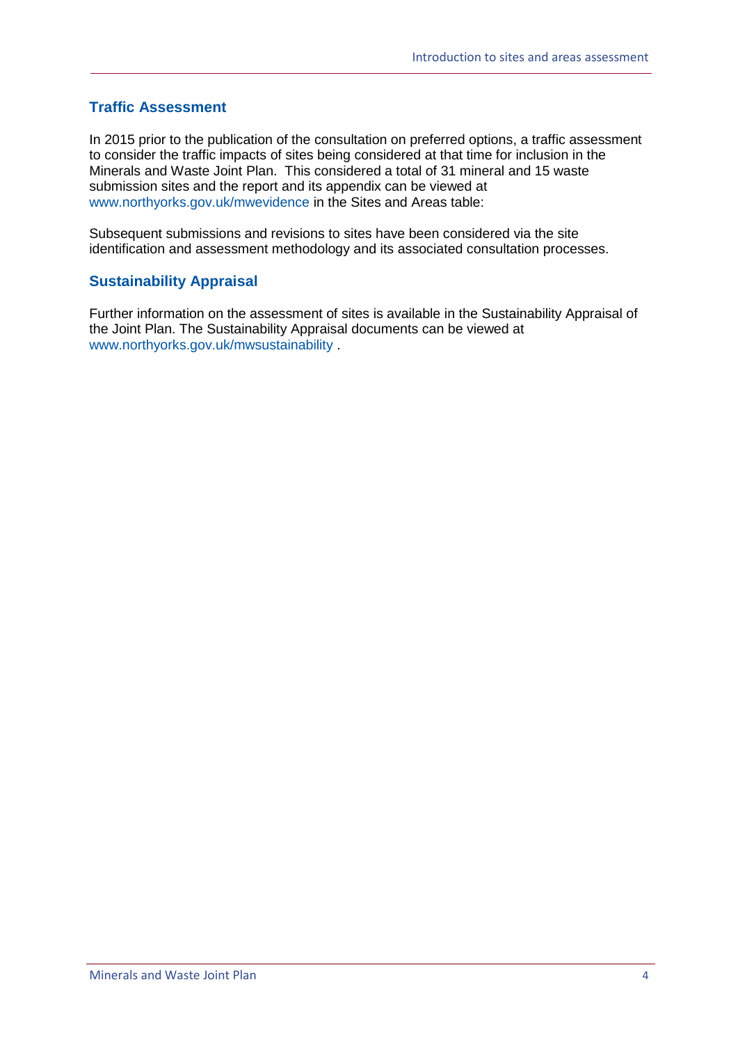## Traffic Assessment

In 2015 prior to the publication of the consultation on preferred options, a traffic assessment to consider the traffic impacts of sites being considered at that time for inclusion in the Minerals and Waste Joint Plan. This considered a total of 31 mineral and 15 waste submission sites and the report and its appendix can be viewed at www.northyorks.gov.uk/mwevidence in the Sites and Areas table:

Subsequent submissions and revisions to sites have been considered via the site identification and assessment methodology and its associated consultation processes.

## Sustainability Appraisal

Further information on the assessment of sites is available in the Sustainability Appraisal of the Joint Plan. The Sustainability Appraisal documents can be viewed at www.northyorks.gov.uk/mwsustainability .